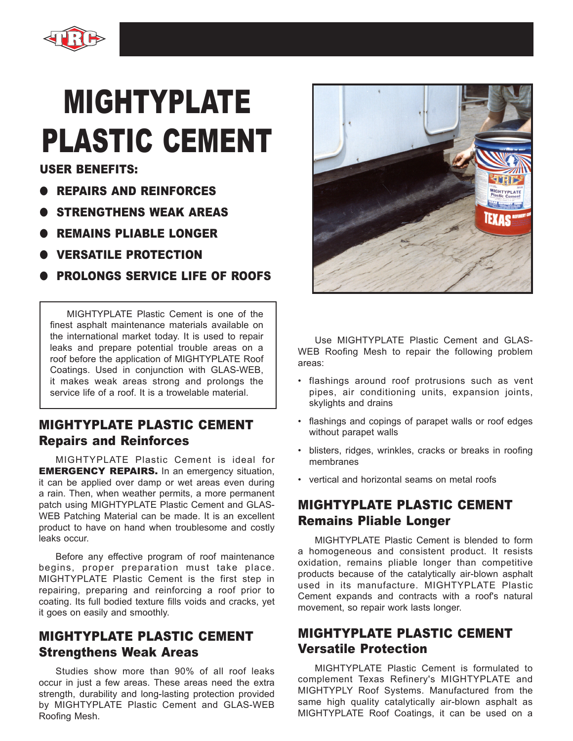# MIGHTYPLATE PLASTIC CEMENT

**USER BENEFITS:**

- **REPAIRS AND REINFORCES**
- **STRENGTHENS WEAK AREAS**
- **REMAINS PLIABLE LONGER**
- **VERSATILE PROTECTION**
- **PROLONGS SERVICE LIFE OF ROOFS**

MIGHTYPLATE Plastic Cement is one of the finest asphalt maintenance materials available on the international market today. It is used to repair leaks and prepare potential trouble areas on a roof before the application of MIGHTYPLATE Roof Coatings. Used in conjunction with GLAS-WEB, it makes weak areas strong and prolongs the service life of a roof. It is a trowelable material.

## MIGHTYPLATE PLASTIC CEMENT Repairs and Reinforces

MIGHTYPLATE Plastic Cement is ideal for **EMERGENCY REPAIRS.** In an emergency situation, it can be applied over damp or wet areas even during a rain. Then, when weather permits, a more permanent patch using MIGHTYPLATE Plastic Cement and GLAS-WEB Patching Material can be made. It is an excellent product to have on hand when troublesome and costly leaks occur.

Before any effective program of roof maintenance begins, proper preparation must take place. MIGHTYPLATE Plastic Cement is the first step in repairing, preparing and reinforcing a roof prior to coating. Its full bodied texture fills voids and cracks, yet it goes on easily and smoothly.

## MIGHTYPLATE PLASTIC CEMENT Strengthens Weak Areas

Studies show more than 90% of all roof leaks occur in just a few areas. These areas need the extra strength, durability and long-lasting protection provided by MIGHTYPLATE Plastic Cement and GLAS-WEB Roofing Mesh.

Use MIGHTYPLATE Plastic Cement and GLAS-WEB Roofing Mesh to repair the following problem areas:

- flashings around roof protrusions such as vent pipes, air conditioning units, expansion joints, skylights and drains
- flashings and copings of parapet walls or roof edges without parapet walls
- blisters, ridges, wrinkles, cracks or breaks in roofing membranes
- vertical and horizontal seams on metal roofs

## MIGHTYPLATE PLASTIC CEMENT Remains Pliable Longer

MIGHTYPLATE Plastic Cement is blended to form a homogeneous and consistent product. It resists oxidation, remains pliable longer than competitive products because of the catalytically air-blown asphalt used in its manufacture. MIGHTYPLATE Plastic Cement expands and contracts with a roof's natural movement, so repair work lasts longer.

## MIGHTYPLATE PLASTIC CEMENT Versatile Protection

MIGHTYPLATE Plastic Cement is formulated to complement Texas Refinery's MIGHTYPLATE and MIGHTYPLY Roof Systems. Manufactured from the same high quality catalytically air-blown asphalt as MIGHTYPLATE Roof Coatings, it can be used on a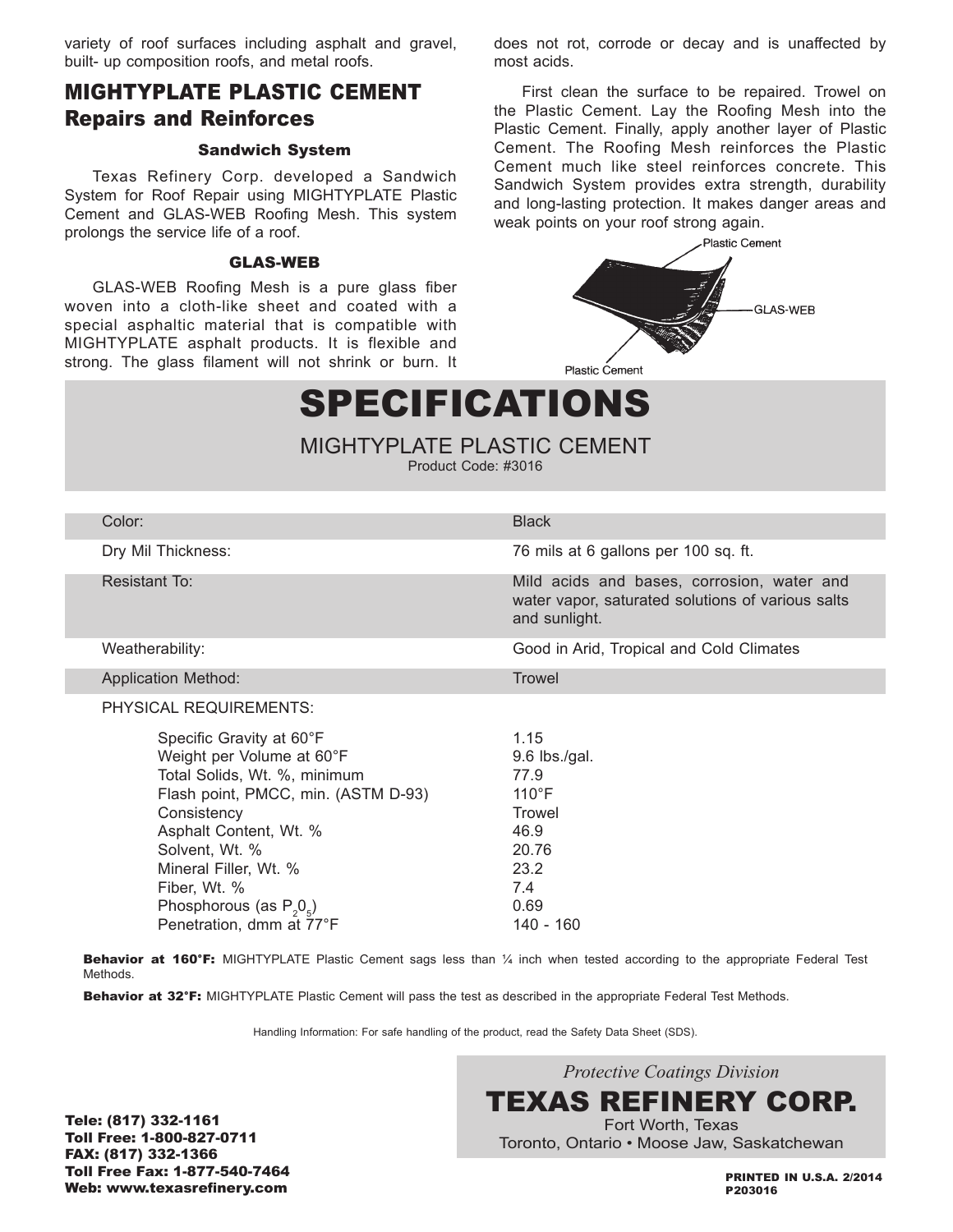variety of roof surfaces including asphalt and gravel, built- up composition roofs, and metal roofs.

## MIGHTYPLATE PLASTIC CEMENT Repairs and Reinforces

### Sandwich System

Texas Refinery Corp. developed a Sandwich System for Roof Repair using MIGHTYPLATE Plastic Cement and GLAS-WEB Roofing Mesh. This system prolongs the service life of a roof.

### GLAS-WEB

GLAS-WEB Roofing Mesh is a pure glass fiber woven into a cloth-like sheet and coated with a special asphaltic material that is compatible with MIGHTYPLATE asphalt products. It is flexible and strong. The glass filament will not shrink or burn. It does not rot, corrode or decay and is unaffected by most acids.

First clean the surface to be repaired. Trowel on the Plastic Cement. Lay the Roofing Mesh into the Plastic Cement. Finally, apply another layer of Plastic Cement. The Roofing Mesh reinforces the Plastic Cement much like steel reinforces concrete. This Sandwich System provides extra strength, durability and long-lasting protection. It makes danger areas and weak points on your roof strong again.

Plastic Cement

GLAS-WEB

Plastic Cement

# SPECIFICATIONS

MIGHTYPLATE PLASTIC CEMENT

Product Code: #3016

| | |
|---|---|
| Color: | Black |
| Dry Mil Thickness: | 76 mils at 6 gallons per 100 sq. ft. |
| Resistant To: | Mild acids and bases, corrosion, water and water vapor, saturated solutions of various salts and sunlight. |
| Weatherability: | Good in Arid, Tropical and Cold Climates |
| Application Method: | Trowel |

PHYSICAL REQUIREMENTS:

| | |
|---|---|
| Specific Gravity at 60°F | 1.15 |
| Weight per Volume at 60°F | 9.6 lbs./gal. |
| Total Solids, Wt. %, minimum | 77.9 |
| Flash point, PMCC, min. (ASTM D-93) | 110°F |
| Consistency | Trowel |
| Asphalt Content, Wt. % | 46.9 |
| Solvent, Wt. % | 20.76 |
| Mineral Filler, Wt. % | 23.2 |
| Fiber, Wt. % | 7.4 |
| Phosphorous (as $P_2O_5$) | 0.69 |
| Penetration, dmm at 77°F | 140 - 160 |

**Behavior at 160°F:** MIGHTYPLATE Plastic Cement sags less than ¼ inch when tested according to the appropriate Federal Test Methods.

**Behavior at 32°F:** MIGHTYPLATE Plastic Cement will pass the test as described in the appropriate Federal Test Methods.

Handling Information: For safe handling of the product, read the Safety Data Sheet (SDS).

*Protective Coatings Division*

**TEXAS REFINERY CORP.**

Fort Worth, Texas

Toronto, Ontario • Moose Jaw, Saskatchewan

**Tele: (817) 332-1161**
**Toll Free: 1-800-827-0711**
**FAX: (817) 332-1366**
**Toll Free Fax: 1-877-540-7464**
**Web: www.texasrefinery.com**

**PRINTED IN U.S.A. 2/2014**
**P203016**